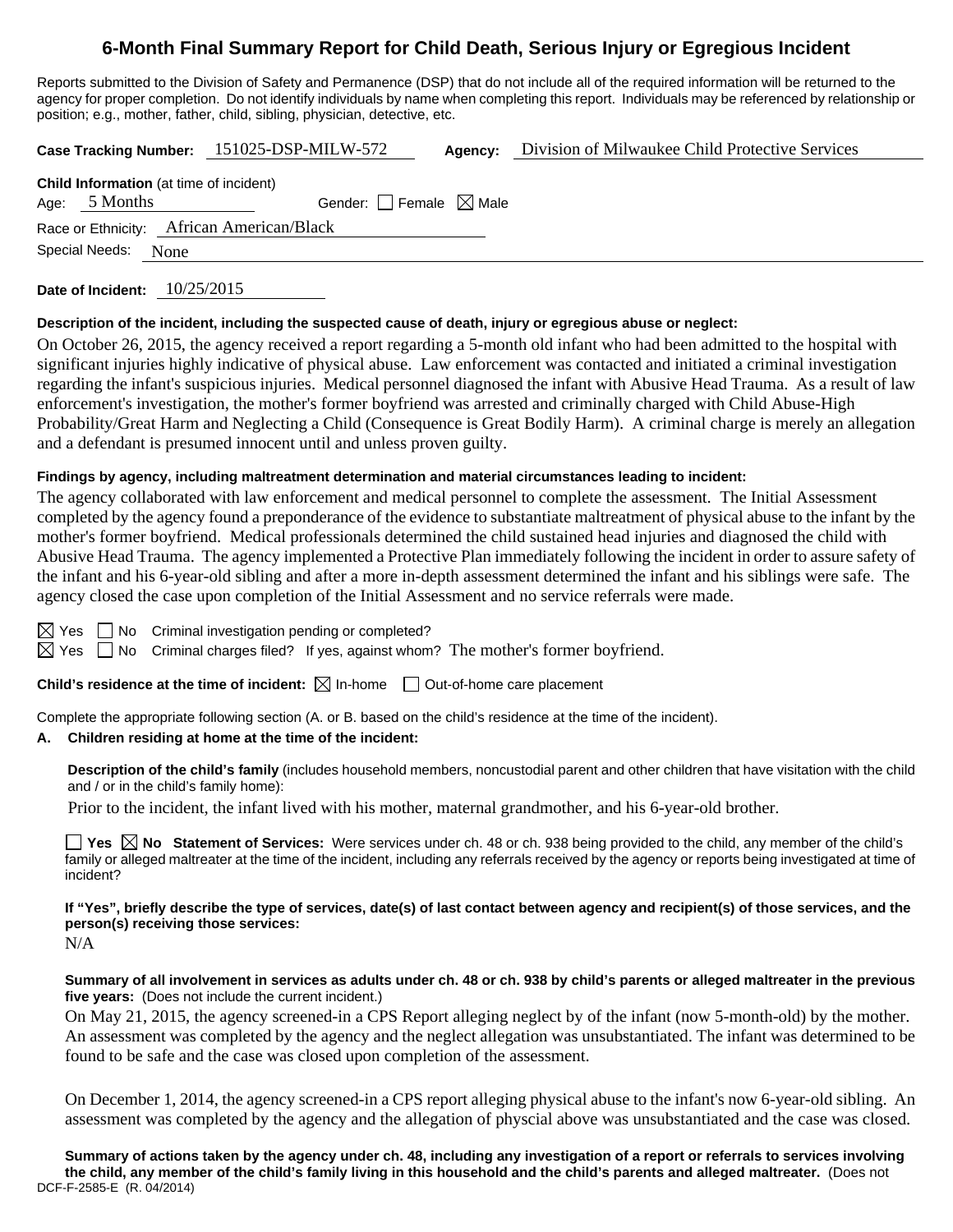# 6-Month Final Summary Report for Child Death, Serious Injury or Egregious Incident

Reports submitted to the Division of Safety and Permanence (DSP) that do not include all of the required information will be returned to the agency for proper completion. Do not identify individuals by name when completing this report. Individuals may be referenced by relationship or position; e.g., mother, father, child, sibling, physician, detective, etc.

**Case Tracking Number:** 151025-DSP-MILW-572 **Agency:** Division of Milwaukee Child Protective Services

**Child Information** (at time of incident)

Age: 5 Months Gender: ☐ Female ☒ Male

Race or Ethnicity: African American/Black

Special Needs: None

**Date of Incident:** 10/25/2015

**Description of the incident, including the suspected cause of death, injury or egregious abuse or neglect:**

On October 26, 2015, the agency received a report regarding a 5-month old infant who had been admitted to the hospital with significant injuries highly indicative of physical abuse. Law enforcement was contacted and initiated a criminal investigation regarding the infant's suspicious injuries. Medical personnel diagnosed the infant with Abusive Head Trauma. As a result of law enforcement's investigation, the mother's former boyfriend was arrested and criminally charged with Child Abuse-High Probability/Great Harm and Neglecting a Child (Consequence is Great Bodily Harm). A criminal charge is merely an allegation and a defendant is presumed innocent until and unless proven guilty.

**Findings by agency, including maltreatment determination and material circumstances leading to incident:**

The agency collaborated with law enforcement and medical personnel to complete the assessment. The Initial Assessment completed by the agency found a preponderance of the evidence to substantiate maltreatment of physical abuse to the infant by the mother's former boyfriend. Medical professionals determined the child sustained head injuries and diagnosed the child with Abusive Head Trauma. The agency implemented a Protective Plan immediately following the incident in order to assure safety of the infant and his 6-year-old sibling and after a more in-depth assessment determined the infant and his siblings were safe. The agency closed the case upon completion of the Initial Assessment and no service referrals were made.

☒ Yes ☐ No Criminal investigation pending or completed?

☒ Yes ☐ No Criminal charges filed? If yes, against whom? The mother's former boyfriend.

**Child's residence at the time of incident:** ☒ In-home ☐ Out-of-home care placement

Complete the appropriate following section (A. or B. based on the child's residence at the time of the incident).

**A. Children residing at home at the time of the incident:**

**Description of the child's family** (includes household members, noncustodial parent and other children that have visitation with the child and / or in the child's family home):

Prior to the incident, the infant lived with his mother, maternal grandmother, and his 6-year-old brother.

☐ **Yes** ☒ **No Statement of Services:** Were services under ch. 48 or ch. 938 being provided to the child, any member of the child's family or alleged maltreater at the time of the incident, including any referrals received by the agency or reports being investigated at time of incident?

**If "Yes", briefly describe the type of services, date(s) of last contact between agency and recipient(s) of those services, and the person(s) receiving those services:**

N/A

**Summary of all involvement in services as adults under ch. 48 or ch. 938 by child's parents or alleged maltreater in the previous five years:** (Does not include the current incident.)

On May 21, 2015, the agency screened-in a CPS Report alleging neglect by of the infant (now 5-month-old) by the mother. An assessment was completed by the agency and the neglect allegation was unsubstantiated. The infant was determined to be found to be safe and the case was closed upon completion of the assessment.

On December 1, 2014, the agency screened-in a CPS report alleging physical abuse to the infant's now 6-year-old sibling. An assessment was completed by the agency and the allegation of physcial above was unsubstantiated and the case was closed.

**Summary of actions taken by the agency under ch. 48, including any investigation of a report or referrals to services involving the child, any member of the child's family living in this household and the child's parents and alleged maltreater.** (Does not

DCF-F-2585-E (R. 04/2014)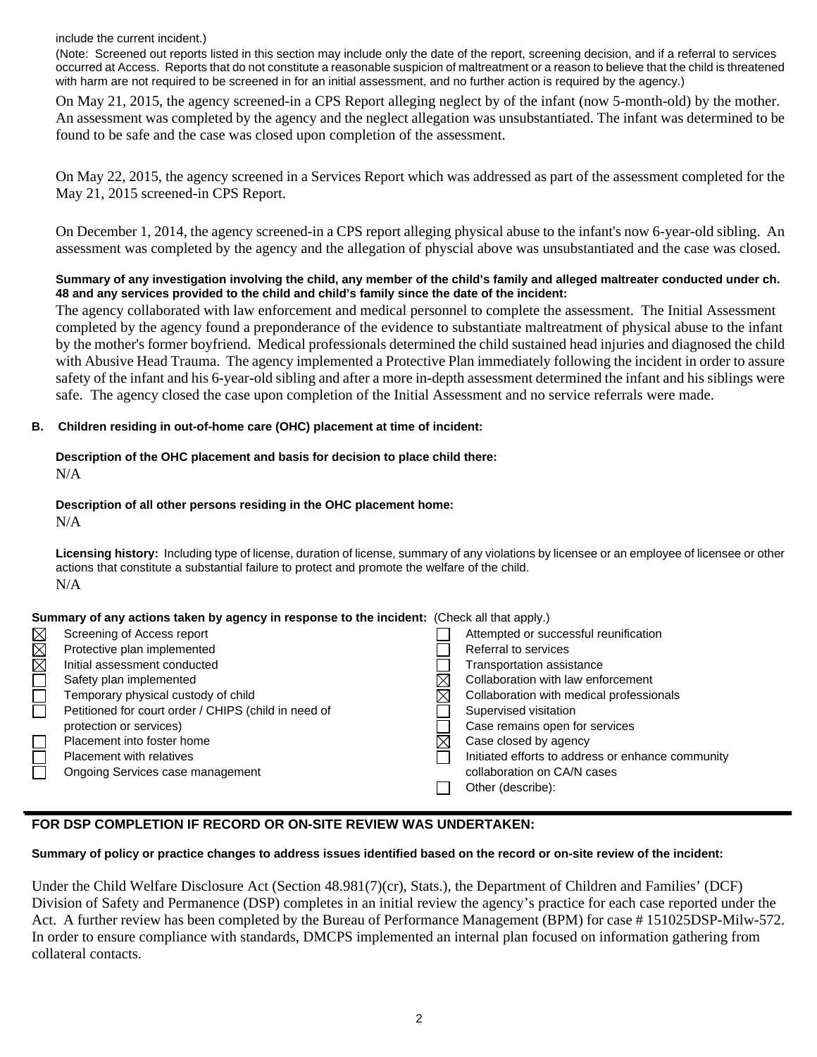include the current incident.)

(Note: Screened out reports listed in this section may include only the date of the report, screening decision, and if a referral to services occurred at Access. Reports that do not constitute a reasonable suspicion of maltreatment or a reason to believe that the child is threatened with harm are not required to be screened in for an initial assessment, and no further action is required by the agency.)

On May 21, 2015, the agency screened-in a CPS Report alleging neglect by of the infant (now 5-month-old) by the mother. An assessment was completed by the agency and the neglect allegation was unsubstantiated. The infant was determined to be found to be safe and the case was closed upon completion of the assessment.

On May 22, 2015, the agency screened in a Services Report which was addressed as part of the assessment completed for the May 21, 2015 screened-in CPS Report.

On December 1, 2014, the agency screened-in a CPS report alleging physical abuse to the infant's now 6-year-old sibling. An assessment was completed by the agency and the allegation of physcial above was unsubstantiated and the case was closed.

**Summary of any investigation involving the child, any member of the child's family and alleged maltreater conducted under ch. 48 and any services provided to the child and child's family since the date of the incident:**

The agency collaborated with law enforcement and medical personnel to complete the assessment. The Initial Assessment completed by the agency found a preponderance of the evidence to substantiate maltreatment of physical abuse to the infant by the mother's former boyfriend. Medical professionals determined the child sustained head injuries and diagnosed the child with Abusive Head Trauma. The agency implemented a Protective Plan immediately following the incident in order to assure safety of the infant and his 6-year-old sibling and after a more in-depth assessment determined the infant and his siblings were safe. The agency closed the case upon completion of the Initial Assessment and no service referrals were made.

**B. Children residing in out-of-home care (OHC) placement at time of incident:**

**Description of the OHC placement and basis for decision to place child there:**
N/A

**Description of all other persons residing in the OHC placement home:**
N/A

**Licensing history:** Including type of license, duration of license, summary of any violations by licensee or an employee of licensee or other actions that constitute a substantial failure to protect and promote the welfare of the child.
N/A

**Summary of any actions taken by agency in response to the incident:** (Check all that apply.)

- ☒ Screening of Access report
- ☒ Protective plan implemented
- ☒ Initial assessment conducted
- ☐ Safety plan implemented
- ☐ Temporary physical custody of child
- ☐ Petitioned for court order / CHIPS (child in need of protection or services)
- ☐ Placement into foster home
- ☐ Placement with relatives
- ☐ Ongoing Services case management
- ☐ Attempted or successful reunification
- ☐ Referral to services
- ☐ Transportation assistance
- ☒ Collaboration with law enforcement
- ☒ Collaboration with medical professionals
- ☐ Supervised visitation
- ☐ Case remains open for services
- ☒ Case closed by agency
- ☐ Initiated efforts to address or enhance community collaboration on CA/N cases
- ☐ Other (describe):

## FOR DSP COMPLETION IF RECORD OR ON-SITE REVIEW WAS UNDERTAKEN:

**Summary of policy or practice changes to address issues identified based on the record or on-site review of the incident:**

Under the Child Welfare Disclosure Act (Section 48.981(7)(cr), Stats.), the Department of Children and Families' (DCF) Division of Safety and Permanence (DSP) completes in an initial review the agency's practice for each case reported under the Act. A further review has been completed by the Bureau of Performance Management (BPM) for case # 151025DSP-Milw-572. In order to ensure compliance with standards, DMCPS implemented an internal plan focused on information gathering from collateral contacts.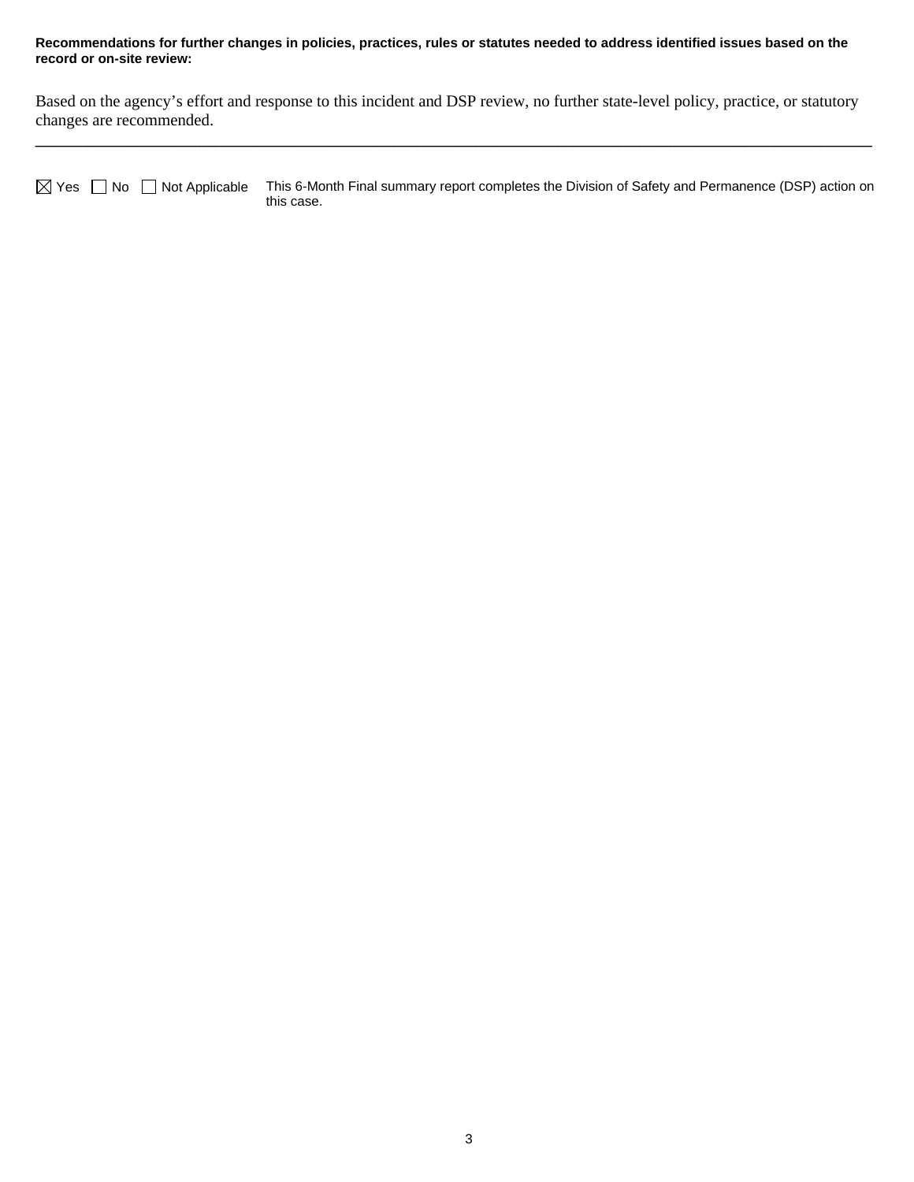**Recommendations for further changes in policies, practices, rules or statutes needed to address identified issues based on the record or on-site review:**

Based on the agency's effort and response to this incident and DSP review, no further state-level policy, practice, or statutory changes are recommended.

---

☒ Yes ☐ No ☐ Not Applicable This 6-Month Final summary report completes the Division of Safety and Permanence (DSP) action on this case.